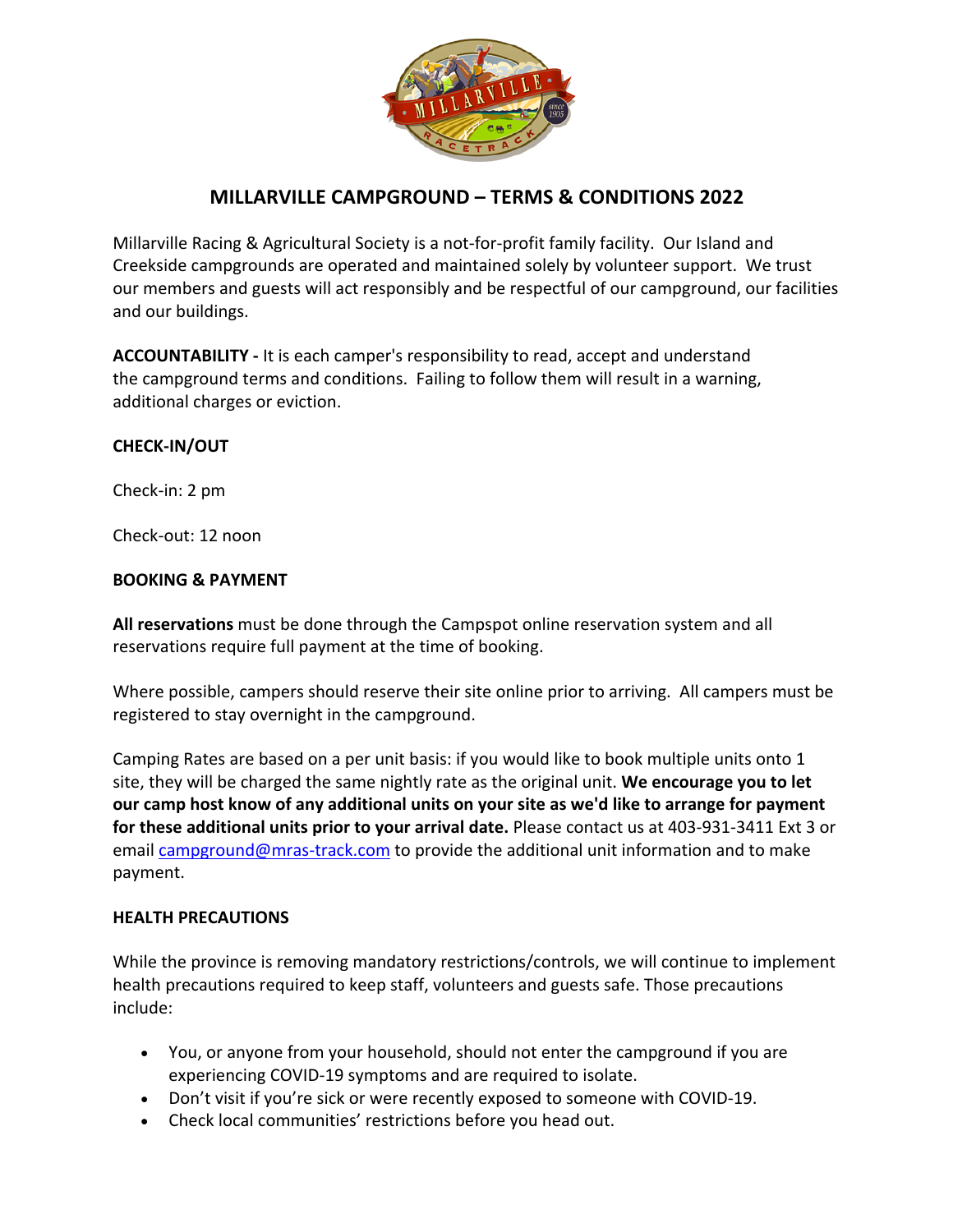# MILLARVILLE CAMPGROUND – TERMS & CONDITIONS 2022

Millarville Racing & Agricultural Society is a not-for-profit family facility. Our Island and Creekside campgrounds are operated and maintained solely by volunteer support. We trust our members and guests will act responsibly and be respectful of our campground, our facilities and our buildings.

**ACCOUNTABILITY -** It is each camper's responsibility to read, accept and understand the campground terms and conditions. Failing to follow them will result in a warning, additional charges or eviction.

**CHECK-IN/OUT**

Check-in: 2 pm

Check-out: 12 noon

**BOOKING & PAYMENT**

**All reservations** must be done through the Campspot online reservation system and all reservations require full payment at the time of booking.

Where possible, campers should reserve their site online prior to arriving. All campers must be registered to stay overnight in the campground.

Camping Rates are based on a per unit basis: if you would like to book multiple units onto 1 site, they will be charged the same nightly rate as the original unit. **We encourage you to let our camp host know of any additional units on your site as we'd like to arrange for payment for these additional units prior to your arrival date.** Please contact us at 403-931-3411 Ext 3 or email campground@mras-track.com to provide the additional unit information and to make payment.

**HEALTH PRECAUTIONS**

While the province is removing mandatory restrictions/controls, we will continue to implement health precautions required to keep staff, volunteers and guests safe. Those precautions include:

- You, or anyone from your household, should not enter the campground if you are experiencing COVID-19 symptoms and are required to isolate.
- Don't visit if you're sick or were recently exposed to someone with COVID-19.
- Check local communities' restrictions before you head out.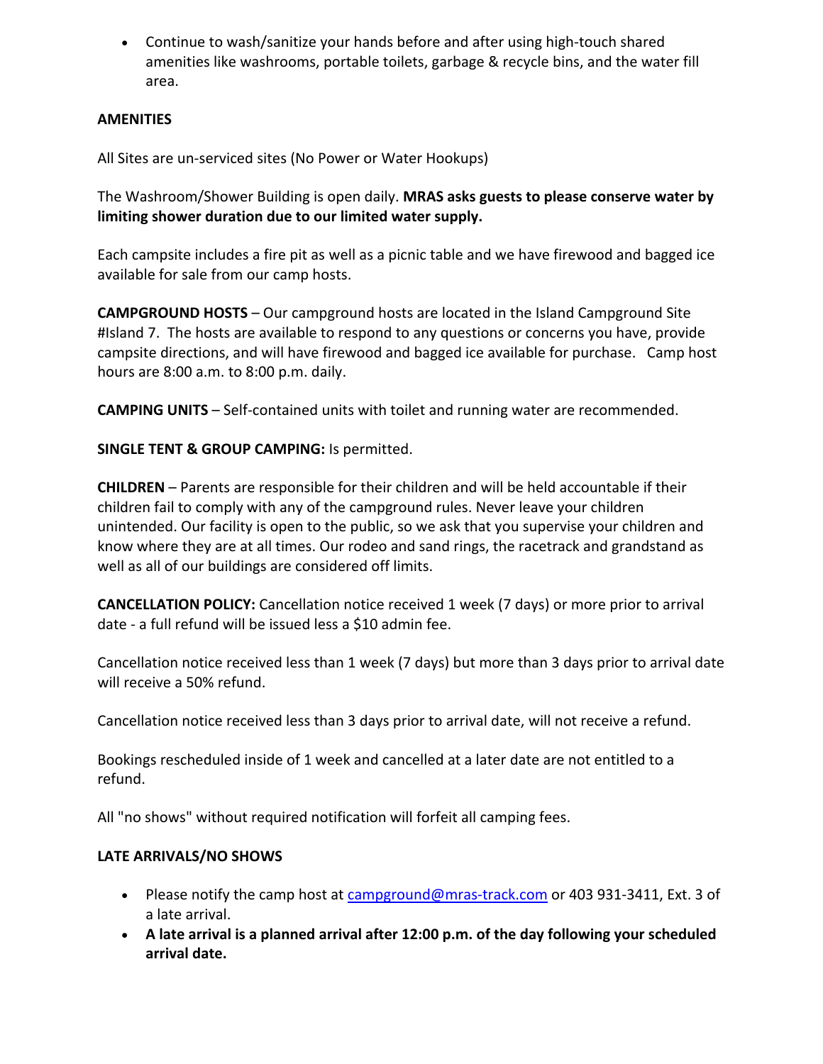- Continue to wash/sanitize your hands before and after using high-touch shared amenities like washrooms, portable toilets, garbage & recycle bins, and the water fill area.

**AMENITIES**

All Sites are un-serviced sites (No Power or Water Hookups)

The Washroom/Shower Building is open daily. **MRAS asks guests to please conserve water by limiting shower duration due to our limited water supply.**

Each campsite includes a fire pit as well as a picnic table and we have firewood and bagged ice available for sale from our camp hosts.

**CAMPGROUND HOSTS** – Our campground hosts are located in the Island Campground Site #Island 7. The hosts are available to respond to any questions or concerns you have, provide campsite directions, and will have firewood and bagged ice available for purchase. Camp host hours are 8:00 a.m. to 8:00 p.m. daily.

**CAMPING UNITS** – Self-contained units with toilet and running water are recommended.

**SINGLE TENT & GROUP CAMPING:** Is permitted.

**CHILDREN** – Parents are responsible for their children and will be held accountable if their children fail to comply with any of the campground rules. Never leave your children unintended. Our facility is open to the public, so we ask that you supervise your children and know where they are at all times. Our rodeo and sand rings, the racetrack and grandstand as well as all of our buildings are considered off limits.

**CANCELLATION POLICY:** Cancellation notice received 1 week (7 days) or more prior to arrival date - a full refund will be issued less a $10 admin fee.

Cancellation notice received less than 1 week (7 days) but more than 3 days prior to arrival date will receive a 50% refund.

Cancellation notice received less than 3 days prior to arrival date, will not receive a refund.

Bookings rescheduled inside of 1 week and cancelled at a later date are not entitled to a refund.

All "no shows" without required notification will forfeit all camping fees.

**LATE ARRIVALS/NO SHOWS**

- Please notify the camp host at campground@mras-track.com or 403 931-3411, Ext. 3 of a late arrival.
- **A late arrival is a planned arrival after 12:00 p.m. of the day following your scheduled arrival date.**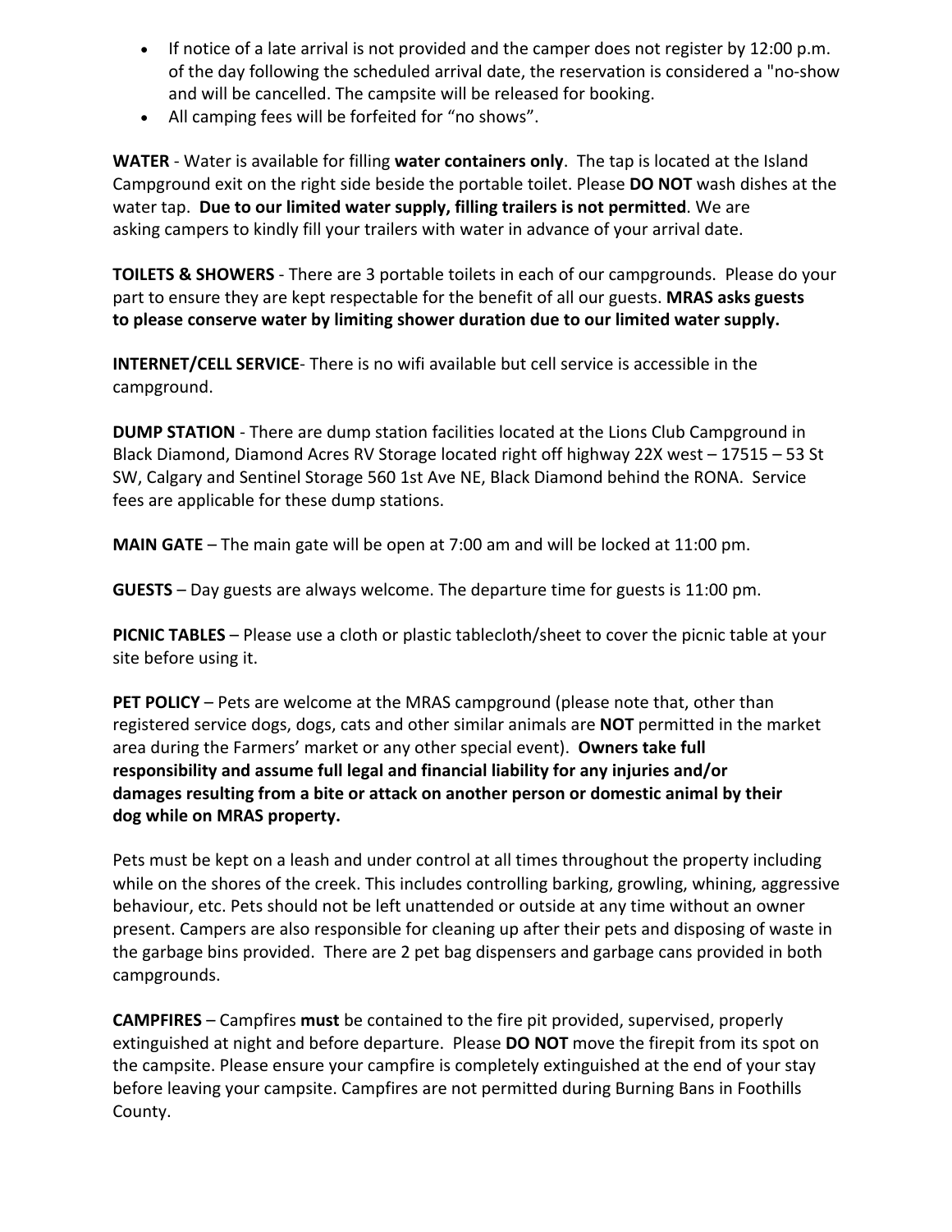- If notice of a late arrival is not provided and the camper does not register by 12:00 p.m. of the day following the scheduled arrival date, the reservation is considered a "no-show and will be cancelled. The campsite will be released for booking.
- All camping fees will be forfeited for "no shows".

**WATER** - Water is available for filling **water containers only**. The tap is located at the Island Campground exit on the right side beside the portable toilet. Please **DO NOT** wash dishes at the water tap. **Due to our limited water supply, filling trailers is not permitted**. We are asking campers to kindly fill your trailers with water in advance of your arrival date.

**TOILETS & SHOWERS** - There are 3 portable toilets in each of our campgrounds. Please do your part to ensure they are kept respectable for the benefit of all our guests. **MRAS asks guests to please conserve water by limiting shower duration due to our limited water supply.**

**INTERNET/CELL SERVICE**- There is no wifi available but cell service is accessible in the campground.

**DUMP STATION** - There are dump station facilities located at the Lions Club Campground in Black Diamond, Diamond Acres RV Storage located right off highway 22X west – 17515 – 53 St SW, Calgary and Sentinel Storage 560 1st Ave NE, Black Diamond behind the RONA. Service fees are applicable for these dump stations.

**MAIN GATE** – The main gate will be open at 7:00 am and will be locked at 11:00 pm.

**GUESTS** – Day guests are always welcome. The departure time for guests is 11:00 pm.

**PICNIC TABLES** – Please use a cloth or plastic tablecloth/sheet to cover the picnic table at your site before using it.

**PET POLICY** – Pets are welcome at the MRAS campground (please note that, other than registered service dogs, dogs, cats and other similar animals are **NOT** permitted in the market area during the Farmers' market or any other special event). **Owners take full responsibility and assume full legal and financial liability for any injuries and/or damages resulting from a bite or attack on another person or domestic animal by their dog while on MRAS property.**

Pets must be kept on a leash and under control at all times throughout the property including while on the shores of the creek. This includes controlling barking, growling, whining, aggressive behaviour, etc. Pets should not be left unattended or outside at any time without an owner present. Campers are also responsible for cleaning up after their pets and disposing of waste in the garbage bins provided. There are 2 pet bag dispensers and garbage cans provided in both campgrounds.

**CAMPFIRES** – Campfires **must** be contained to the fire pit provided, supervised, properly extinguished at night and before departure. Please **DO NOT** move the firepit from its spot on the campsite. Please ensure your campfire is completely extinguished at the end of your stay before leaving your campsite. Campfires are not permitted during Burning Bans in Foothills County.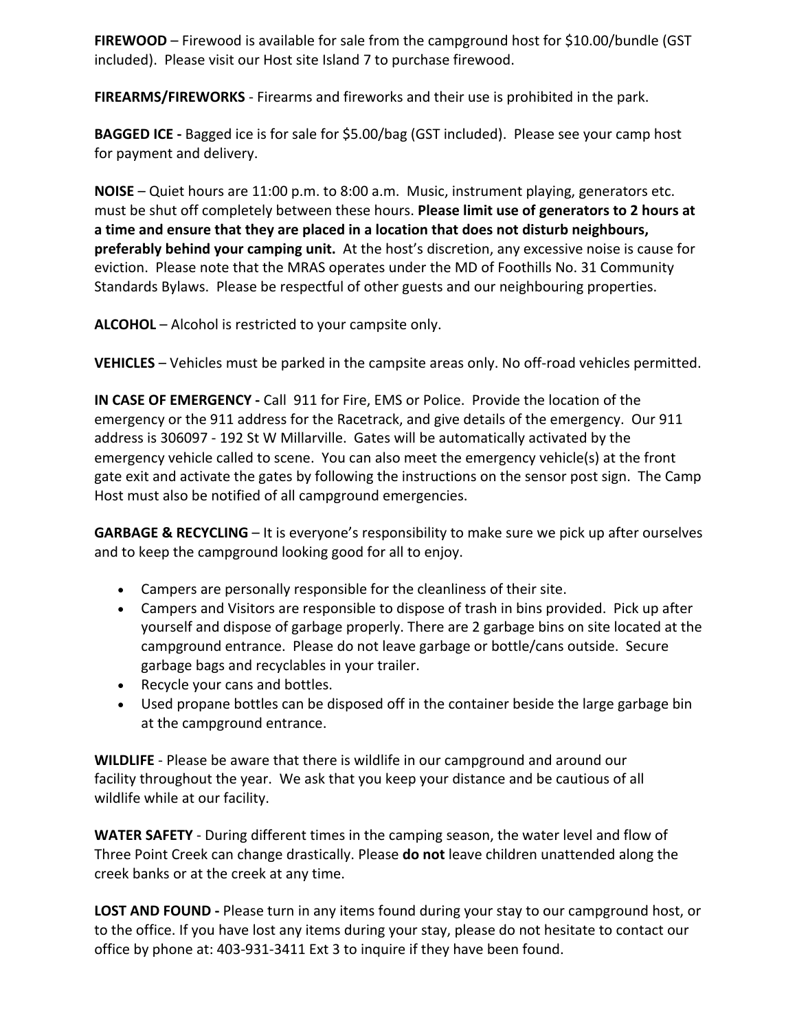**FIREWOOD** – Firewood is available for sale from the campground host for $10.00/bundle (GST included). Please visit our Host site Island 7 to purchase firewood.

**FIREARMS/FIREWORKS** - Firearms and fireworks and their use is prohibited in the park.

**BAGGED ICE -** Bagged ice is for sale for $5.00/bag (GST included). Please see your camp host for payment and delivery.

**NOISE** – Quiet hours are 11:00 p.m. to 8:00 a.m. Music, instrument playing, generators etc. must be shut off completely between these hours. **Please limit use of generators to 2 hours at a time and ensure that they are placed in a location that does not disturb neighbours, preferably behind your camping unit.** At the host's discretion, any excessive noise is cause for eviction. Please note that the MRAS operates under the MD of Foothills No. 31 Community Standards Bylaws. Please be respectful of other guests and our neighbouring properties.

**ALCOHOL** – Alcohol is restricted to your campsite only.

**VEHICLES** – Vehicles must be parked in the campsite areas only. No off-road vehicles permitted.

**IN CASE OF EMERGENCY -** Call 911 for Fire, EMS or Police. Provide the location of the emergency or the 911 address for the Racetrack, and give details of the emergency. Our 911 address is 306097 - 192 St W Millarville. Gates will be automatically activated by the emergency vehicle called to scene. You can also meet the emergency vehicle(s) at the front gate exit and activate the gates by following the instructions on the sensor post sign. The Camp Host must also be notified of all campground emergencies.

**GARBAGE & RECYCLING** – It is everyone's responsibility to make sure we pick up after ourselves and to keep the campground looking good for all to enjoy.

- Campers are personally responsible for the cleanliness of their site.
- Campers and Visitors are responsible to dispose of trash in bins provided. Pick up after yourself and dispose of garbage properly. There are 2 garbage bins on site located at the campground entrance. Please do not leave garbage or bottle/cans outside. Secure garbage bags and recyclables in your trailer.
- Recycle your cans and bottles.
- Used propane bottles can be disposed off in the container beside the large garbage bin at the campground entrance.

**WILDLIFE** - Please be aware that there is wildlife in our campground and around our facility throughout the year. We ask that you keep your distance and be cautious of all wildlife while at our facility.

**WATER SAFETY** - During different times in the camping season, the water level and flow of Three Point Creek can change drastically. Please **do not** leave children unattended along the creek banks or at the creek at any time.

**LOST AND FOUND -** Please turn in any items found during your stay to our campground host, or to the office. If you have lost any items during your stay, please do not hesitate to contact our office by phone at: 403-931-3411 Ext 3 to inquire if they have been found.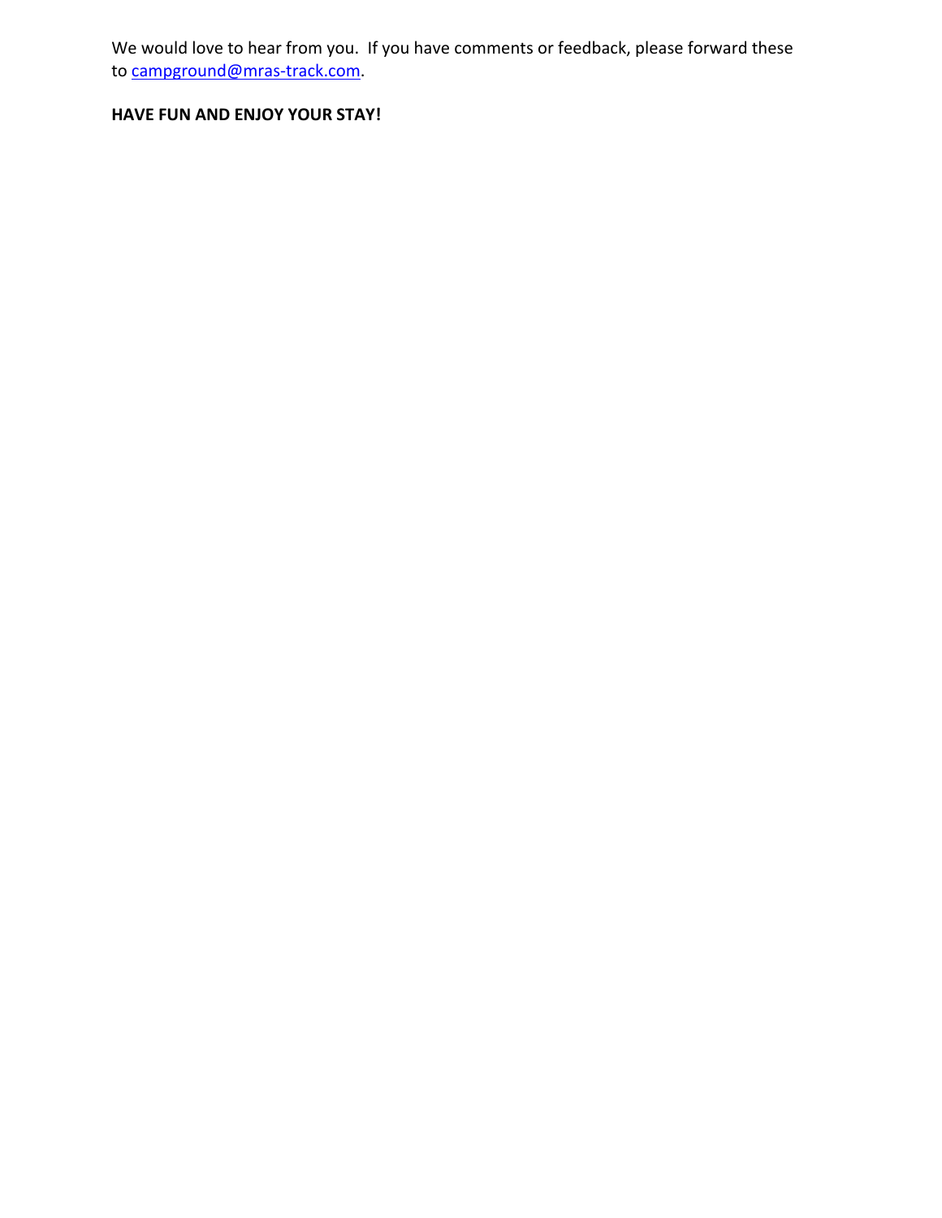We would love to hear from you. If you have comments or feedback, please forward these to [campground@mras-track.com](mailto:campground@mras-track.com).

**HAVE FUN AND ENJOY YOUR STAY!**